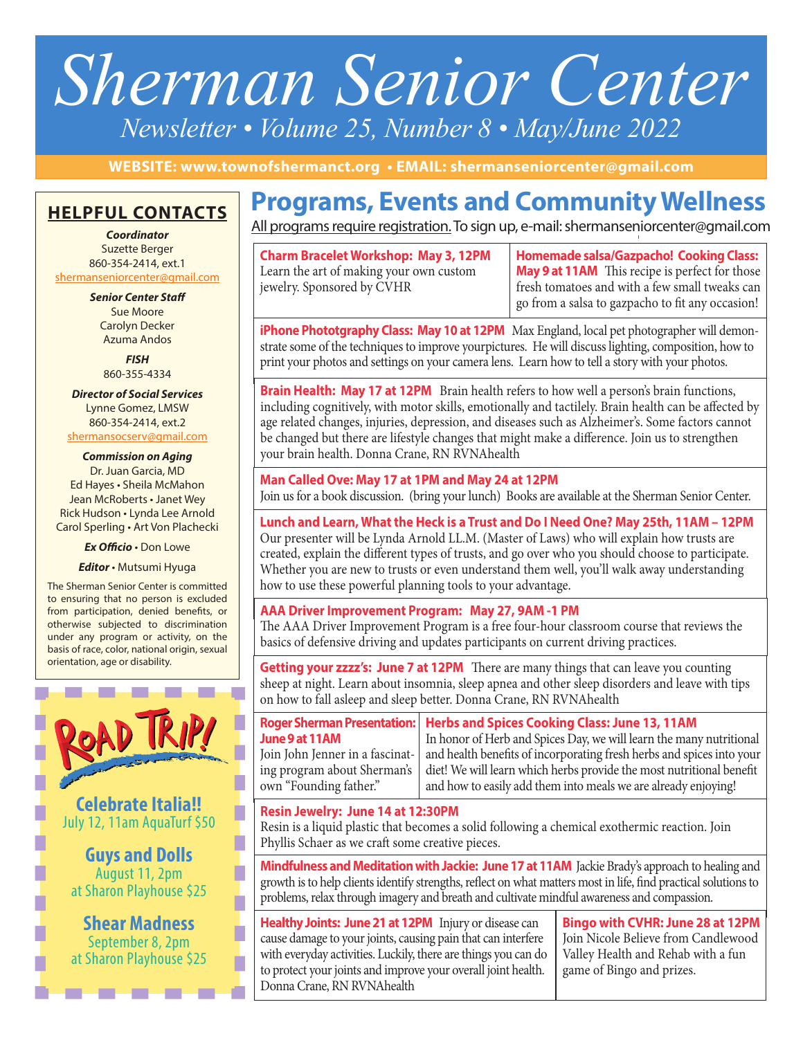# Sherman Senior Center

*Newsletter • Volume 25, Number 8 • May/June 2022*

**WEBSITE: www.townofshermanct.org • EMAIL: shermanseniorcenter@gmail.com**

## HELPFUL CONTACTS

***Coordinator***
Suzette Berger
860-354-2414, ext.1
shermanseniorcenter@gmail.com

***Senior Center Staff***
Sue Moore
Carolyn Decker
Azuma Andos

***FISH***
860-355-4334

***Director of Social Services***
Lynne Gomez, LMSW
860-354-2414, ext.2
shermansocserv@gmail.com

***Commission on Aging***
Dr. Juan Garcia, MD
Ed Hayes • Sheila McMahon
Jean McRoberts • Janet Wey
Rick Hudson • Lynda Lee Arnold
Carol Sperling • Art Von Plachecki

***Ex Officio*** • Don Lowe

***Editor*** • Mutsumi Hyuga

The Sherman Senior Center is committed to ensuring that no person is excluded from participation, denied benefits, or otherwise subjected to discrimination under any program or activity, on the basis of race, color, national origin, sexual orientation, age or disability.

## ROAD TRIP!

**Celebrate Italia!!**
July 12, 11am AquaTurf $50

**Guys and Dolls**
August 11, 2pm
at Sharon Playhouse $25

**Shear Madness**
September 8, 2pm
at Sharon Playhouse $25

## Programs, Events and Community Wellness

All programs require registration. To sign up, e-mail: shermanseniorcenter@gmail.com

**Charm Bracelet Workshop: May 3, 12PM** Learn the art of making your own custom jewelry. Sponsored by CVHR

**Homemade salsa/Gazpacho! Cooking Class: May 9 at 11AM** This recipe is perfect for those fresh tomatoes and with a few small tweaks can go from a salsa to gazpacho to fit any occasion!

**iPhone Phototgraphy Class: May 10 at 12PM** Max England, local pet photographer will demonstrate some of the techniques to improve yourpictures. He will discuss lighting, composition, how to print your photos and settings on your camera lens. Learn how to tell a story with your photos.

**Brain Health: May 17 at 12PM** Brain health refers to how well a person's brain functions, including cognitively, with motor skills, emotionally and tactilely. Brain health can be affected by age related changes, injuries, depression, and diseases such as Alzheimer's. Some factors cannot be changed but there are lifestyle changes that might make a difference. Join us to strengthen your brain health. Donna Crane, RN RVNAhealth

**Man Called Ove: May 17 at 1PM and May 24 at 12PM**
Join us for a book discussion. (bring your lunch) Books are available at the Sherman Senior Center.

**Lunch and Learn, What the Heck is a Trust and Do I Need One? May 25th, 11AM – 12PM**
Our presenter will be Lynda Arnold LL.M. (Master of Laws) who will explain how trusts are created, explain the different types of trusts, and go over who you should choose to participate. Whether you are new to trusts or even understand them well, you'll walk away understanding how to use these powerful planning tools to your advantage.

**AAA Driver Improvement Program: May 27, 9AM -1 PM**
The AAA Driver Improvement Program is a free four-hour classroom course that reviews the basics of defensive driving and updates participants on current driving practices.

**Getting your zzzz's: June 7 at 12PM** There are many things that can leave you counting sheep at night. Learn about insomnia, sleep apnea and other sleep disorders and leave with tips on how to fall asleep and sleep better. Donna Crane, RN RVNAhealth

**Roger Sherman Presentation: June 9 at 11AM**
Join John Jenner in a fascinating program about Sherman's own "Founding father."

**Herbs and Spices Cooking Class: June 13, 11AM**
In honor of Herb and Spices Day, we will learn the many nutritional and health benefits of incorporating fresh herbs and spices into your diet! We will learn which herbs provide the most nutritional benefit and how to easily add them into meals we are already enjoying!

**Resin Jewelry: June 14 at 12:30PM**
Resin is a liquid plastic that becomes a solid following a chemical exothermic reaction. Join Phyllis Schaer as we craft some creative pieces.

**Mindfulness and Meditation with Jackie: June 17 at 11AM** Jackie Brady's approach to healing and growth is to help clients identify strengths, reflect on what matters most in life, find practical solutions to problems, relax through imagery and breath and cultivate mindful awareness and compassion.

**Healthy Joints: June 21 at 12PM** Injury or disease can cause damage to your joints, causing pain that can interfere with everyday activities. Luckily, there are things you can do to protect your joints and improve your overall joint health. Donna Crane, RN RVNAhealth

**Bingo with CVHR: June 28 at 12PM** Join Nicole Believe from Candlewood Valley Health and Rehab with a fun game of Bingo and prizes.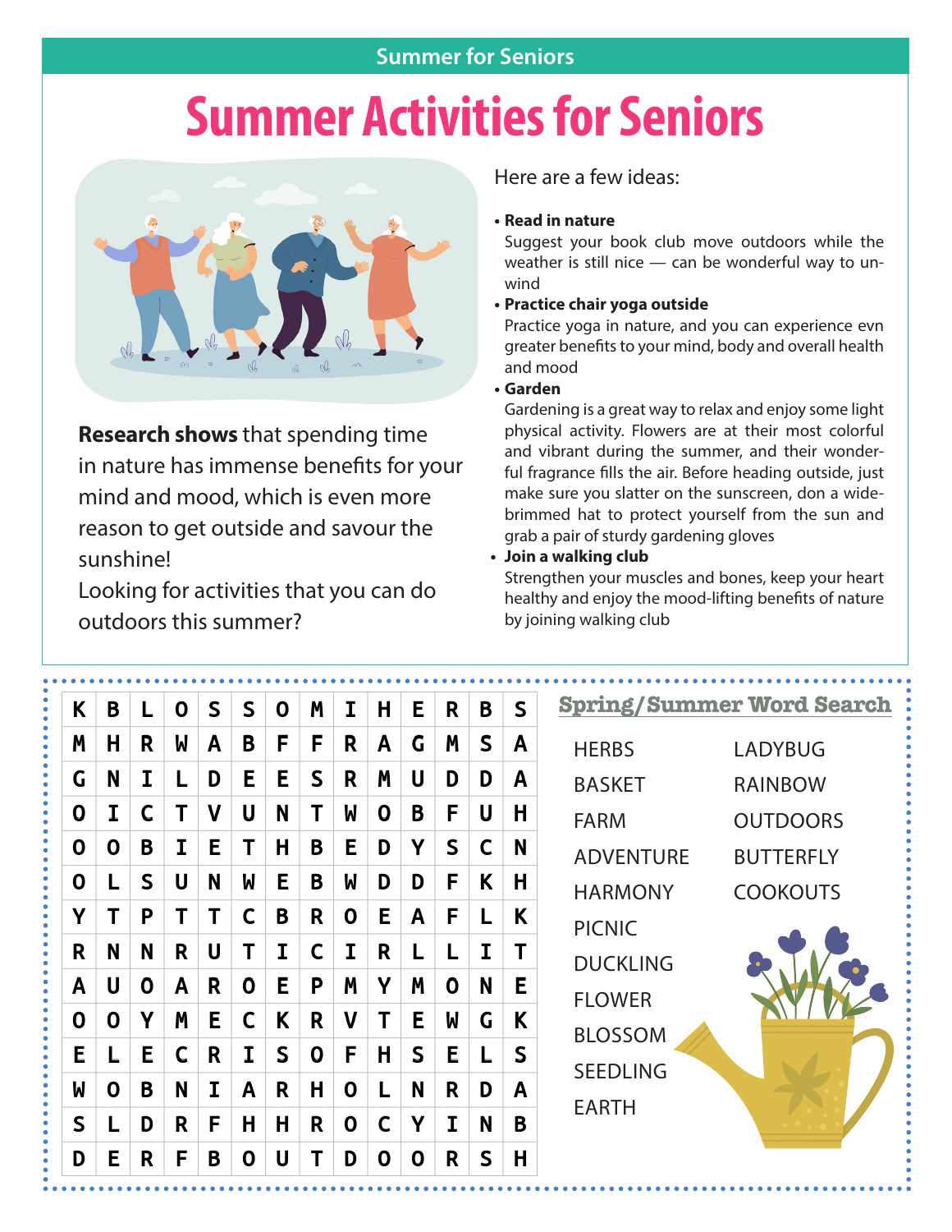Summer for Seniors

# Summer Activities for Seniors

**Research shows** that spending time in nature has immense benefits for your mind and mood, which is even more reason to get outside and savour the sunshine!

Looking for activities that you can do outdoors this summer?

Here are a few ideas:

- **Read in nature**
  Suggest your book club move outdoors while the weather is still nice — can be wonderful way to unwind
- **Practice chair yoga outside**
  Practice yoga in nature, and you can experience evn greater benefits to your mind, body and overall health and mood
- **Garden**
  Gardening is a great way to relax and enjoy some light physical activity. Flowers are at their most colorful and vibrant during the summer, and their wonderful fragrance fills the air. Before heading outside, just make sure you slatter on the sunscreen, don a wide-brimmed hat to protect yourself from the sun and grab a pair of sturdy gardening gloves
- **Join a walking club**
  Strengthen your muscles and bones, keep your heart healthy and enjoy the mood-lifting benefits of nature by joining walking club

## Spring/Summer Word Search

| | | | | | | | | | | | | | |
|---|---|---|---|---|---|---|---|---|---|---|---|---|---|
| K | B | L | O | S | S | O | M | I | H | E | R | B | S |
| M | H | R | W | A | B | F | F | R | A | G | M | S | A |
| G | N | I | L | D | E | E | S | R | M | U | D | D | A |
| O | I | C | T | V | U | N | T | W | O | B | F | U | H |
| O | O | B | I | E | T | H | B | E | D | Y | S | C | N |
| O | L | S | U | N | W | E | B | W | D | D | F | K | H |
| Y | T | P | T | T | C | B | R | O | E | A | F | L | K |
| R | N | N | R | U | T | I | C | I | R | L | L | I | T |
| A | U | O | A | R | O | E | P | M | Y | M | O | N | E |
| O | O | Y | M | E | C | K | R | V | T | E | W | G | K |
| E | L | E | C | R | I | S | O | F | H | S | E | L | S |
| W | O | B | N | I | A | R | H | O | L | N | R | D | A |
| S | L | D | R | F | H | H | R | O | C | Y | I | N | B |
| D | E | R | F | B | O | U | T | D | O | O | R | S | H |

HERBS
BASKET
FARM
ADVENTURE
HARMONY
PICNIC
DUCKLING
FLOWER
BLOSSOM
SEEDLING
EARTH

LADYBUG
RAINBOW
OUTDOORS
BUTTERFLY
COOKOUTS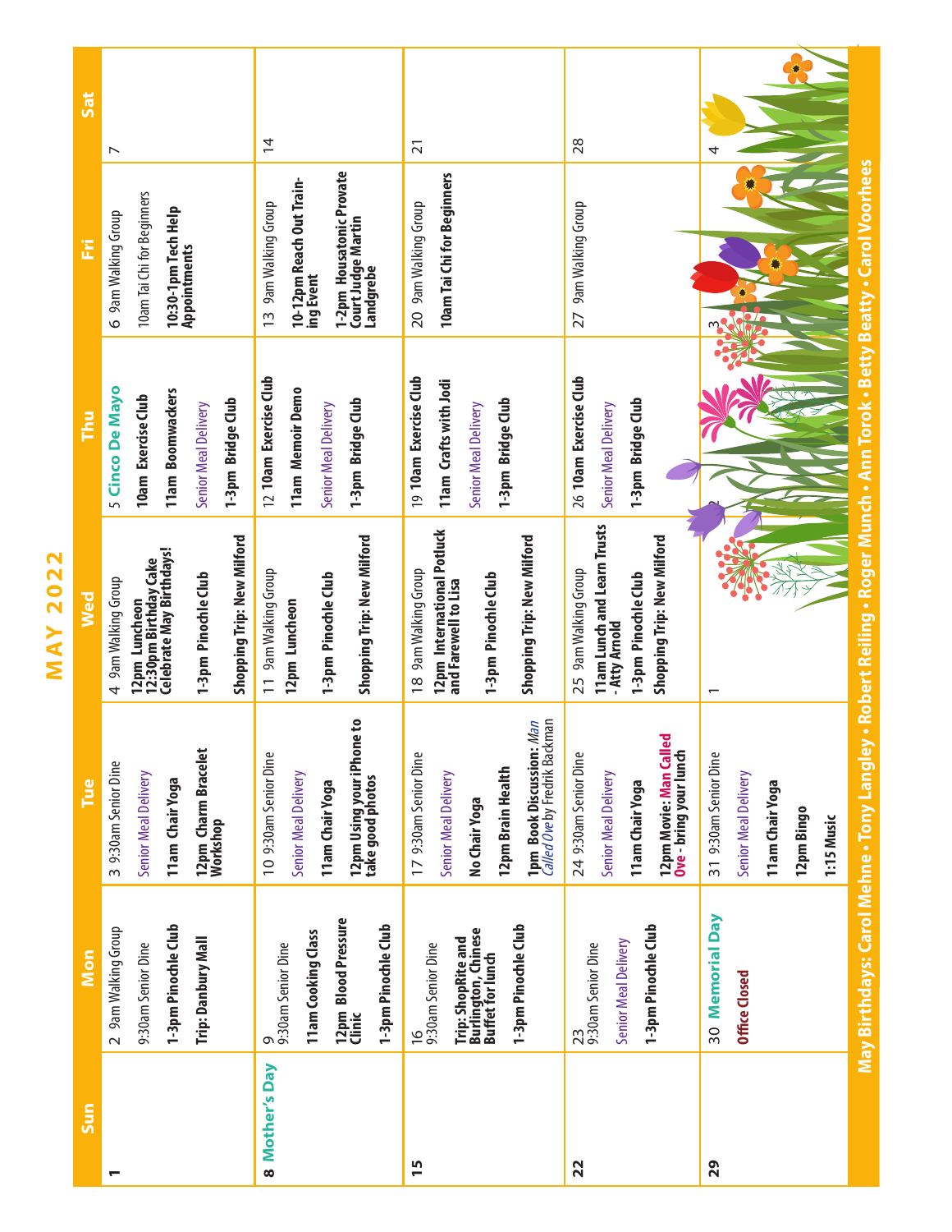# MAY 2022

| Sun | Mon | Tue | Wed | Thu | Fri | Sat |
|---|---|---|---|---|---|---|
| 1 | 2 9am Walking Group<br>9:30am Senior Dine<br>**1-3pm Pinochle Club**<br>**Trip: Danbury Mall** | 3 9:30am Senior Dine<br>Senior Meal Delivery<br>**11am Chair Yoga**<br>**12pm Charm Bracelet Workshop** | 4 9am Walking Group<br>**12pm Luncheon**<br>**12:30pm Birthday Cake Celebrate May Birthdays!**<br>**1-3pm Pinochle Club**<br>**Shopping Trip: New Milford** | 5 **Cinco De Mayo**<br>**10am Exercise Club**<br>**11am Boomwackers**<br>Senior Meal Delivery<br>**1-3pm Bridge Club** | 6 9am Walking Group<br>10am Tai Chi for Beginners<br>**10:30-1pm Tech Help Appointments** | 7 |
| 8 **Mother's Day** | 9<br>9:30am Senior Dine<br>**11am Cooking Class**<br>**12pm Blood Pressure Clinic**<br>**1-3pm Pinochle Club** | 10 9:30am Senior Dine<br>Senior Meal Delivery<br>**11am Chair Yoga**<br>**12pm Using your iPhone to take good photos** | 11 9am Walking Group<br>**12pm Luncheon**<br>**1-3pm Pinochle Club**<br>**Shopping Trip: New Milford** | 12 **10am Exercise Club**<br>**11am Memoir Demo**<br>Senior Meal Delivery<br>**1-3pm Bridge Club** | 13 9am Walking Group<br>**10-12pm Reach Out Training Event**<br>**1-2pm Housatonic Provate Court Judge Martin Landgrebe** | 14 |
| 15 | 16<br>9:30am Senior Dine<br>**Trip: ShopRite and Burlington, Chinese Buffet for lunch**<br>**1-3pm Pinochle Club** | 17 9:30am Senior Dine<br>Senior Meal Delivery<br>**No Chair Yoga**<br>**12pm Brain Health**<br>**1pm Book Discussion:** *Man Called Ove* by Fredrik Backman | 18 9am Walking Group<br>**12pm International Potluck and Farewell to Lisa**<br>**1-3pm Pinochle Club**<br>**Shopping Trip: New Milford** | 19 **10am Exercise Club**<br>**11am Crafts with Jodi**<br>Senior Meal Delivery<br>**1-3pm Bridge Club** | 20 9am Walking Group<br>**10am Tai Chi for Beginners** | 21 |
| 22 | 23<br>9:30am Senior Dine<br>Senior Meal Delivery<br>**1-3pm Pinochle Club** | 24 9:30am Senior Dine<br>Senior Meal Delivery<br>**11am Chair Yoga**<br>**12pm Movie: Man Called Ove - bring your lunch** | 25 9am Walking Group<br>**11am Lunch and Learn Trusts - Atty Arnold**<br>**1-3pm Pinochle Club**<br>**Shopping Trip: New Milford** | 26 **10am Exercise Club**<br>Senior Meal Delivery<br>**1-3pm Bridge Club** | 27 9am Walking Group | 28 |
| 29 | 30 **Memorial Day**<br>**Office Closed** | 31 9:30am Senior Dine<br>Senior Meal Delivery<br>**11am Chair Yoga**<br>**12pm Bingo**<br>**1:15 Music** | 1 | 2 | 3 | 4 |

**May Birthdays: Carol Mehne • Tony Langley • Robert Reiling • Roger Munch • Ann Torok • Betty Beatty • Carol Voorhees**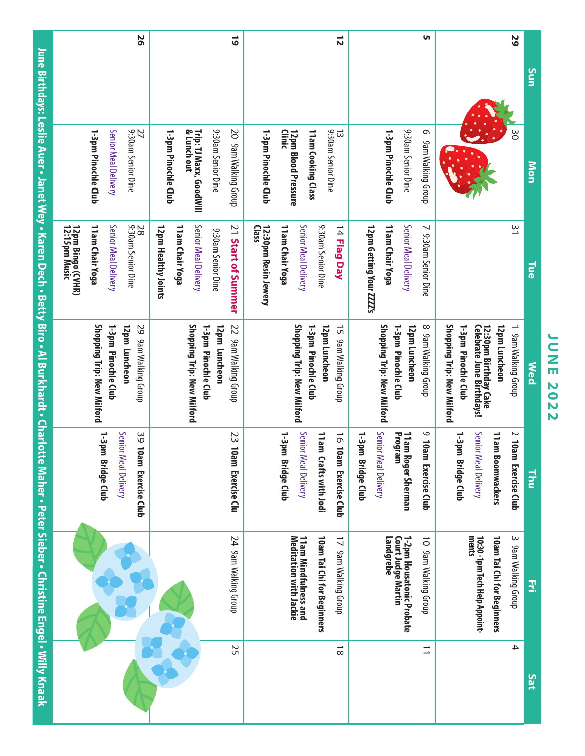# JUNE 2022

| Sun | Mon | Tue | Wed | Thu | Fri | Sat |
|---|---|---|---|---|---|---|
| 29 | 30 | 31 | 1 9am Walking Group<br>**12pm Luncheon**<br>**12:30pm Birthday Cake Celebrate June Birthdays!**<br>**1-3pm Pinochle Club**<br>**Shopping Trip: New Milford** | 2 **10am Exercise Club**<br>**11am Boomwackers**<br>Senior Meal Delivery<br>**1-3pm Bridge Club** | 3 9am Walking Group<br>**10am Tai Chi for Beginners**<br>**10:30-1pm Tech Help Appointments** | 4 |
| 5 | 6 9am Walking Group<br>9:30am Senior Dine<br>**1-3pm Pinochle Club** | 7 9:30am Senior Dine<br>Senior Meal Delivery<br>**11am Chair Yoga**<br>**12pm Getting Your ZZZZ's** | 8 9am Walking Group<br>**12pm Luncheon**<br>**1-3pm Pinochle Club**<br>**Shopping Trip: New Milford** | 9 **10am Exercise Club**<br>**11am Roger Sherman Program**<br>Senior Meal Delivery<br>**1-3pm Bridge Club** | 10 9am Walking Group<br>**1-2pm Housatonic Probate Court Judge Martin Landgrebe** | 11 |
| 12 | 13 9:30am Senior Dine<br>**11am Cooking Class**<br>**12pm Blood Pressure Clinic**<br>**1-3pm Pinochle Club** | 14 **Flag Day**<br>9:30am Senior Dine<br>Senior Meal Delivery<br>**11am Chair Yoga**<br>**12:30pm Resin Jewelry Class** | 15 9am Walking Group<br>**12pm Luncheon**<br>**1-3pm Pinochle Club**<br>**Shopping Trip: New Milford** | 16 **10am Exercise Club**<br>**11am Crafts with Jodi**<br>Senior Meal Delivery<br>**1-3pm Bridge Club** | 17 9am Walking Group<br>**10am Tai Chi for Beginners**<br>**11am Mindfulness and Meditation with Jackie** | 18 |
| 19 | 20 9am Walking Group<br>9:30am Senior Dine<br>**Trip: TJ Maxx, GoodWill & Lunch out**<br>**1-3pm Pinochle Club** | 21 **Start of Summer**<br>9:30am Senior Dine<br>Senior Meal Delivery<br>**11am Chair Yoga**<br>**12pm Healthy Joints** | 22 9am Walking Group<br>**12pm Luncheon**<br>**1-3pm Pinochle Club**<br>**Shopping Trip: New Milford** | 23 **10am Exercise Clu** | 24 9am Walking Group | 25 |
| 26 | 27 9:30am Senior Dine<br>Senior Meal Delivery<br>**1-3pm Pinochle Club** | 28 9:30am Senior Dine<br>Senior Meal Delivery<br>**11am Chair Yoga**<br>**12pm Bingo (CVHR)**<br>**12:15pm Music** | 29 9am Walking Group<br>**12pm Luncheon**<br>**1-3pm Pinochle Club**<br>**Shopping Trip: New Milford** | 39 **10am Exercise Club**<br>Senior Meal Delivery<br>**1-3pm Bridge Club** | | |

**June Birthdays: Leslie Auer • Janet Wey • Karen Dech • Betty Biro • Al Burkhardt • Charlotte Maher • Peter Sieber • Christine Engel • Willy Knaak**